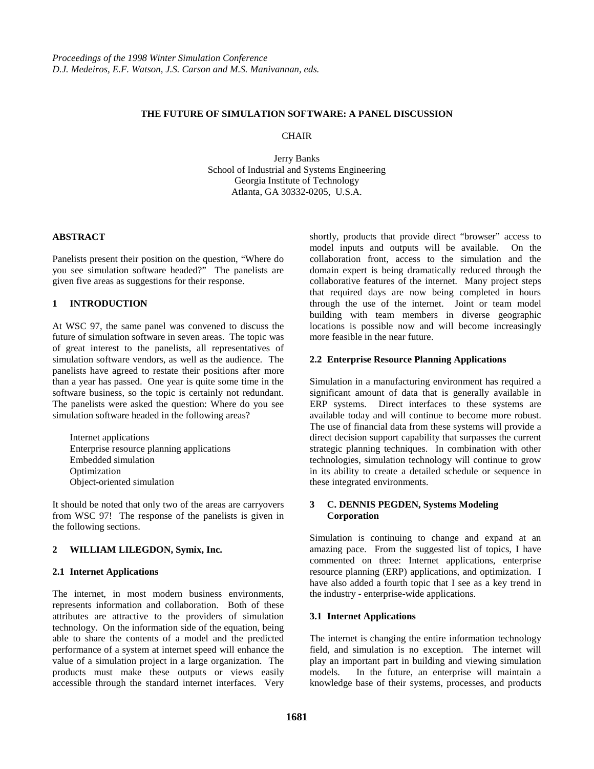*Proceedings of the 1998 Winter Simulation Conference*
*D.J. Medeiros, E.F. Watson, J.S. Carson and M.S. Manivannan, eds.*

# THE FUTURE OF SIMULATION SOFTWARE: A PANEL DISCUSSION

CHAIR

Jerry Banks
School of Industrial and Systems Engineering
Georgia Institute of Technology
Atlanta, GA 30332-0205, U.S.A.

## ABSTRACT

Panelists present their position on the question, "Where do you see simulation software headed?" The panelists are given five areas as suggestions for their response.

## 1 INTRODUCTION

At WSC 97, the same panel was convened to discuss the future of simulation software in seven areas. The topic was of great interest to the panelists, all representatives of simulation software vendors, as well as the audience. The panelists have agreed to restate their positions after more than a year has passed. One year is quite some time in the software business, so the topic is certainly not redundant. The panelists were asked the question: Where do you see simulation software headed in the following areas?

- Internet applications
- Enterprise resource planning applications
- Embedded simulation
- Optimization
- Object-oriented simulation

It should be noted that only two of the areas are carryovers from WSC 97! The response of the panelists is given in the following sections.

## 2 WILLIAM LILEGDON, Symix, Inc.

### 2.1 Internet Applications

The internet, in most modern business environments, represents information and collaboration. Both of these attributes are attractive to the providers of simulation technology. On the information side of the equation, being able to share the contents of a model and the predicted performance of a system at internet speed will enhance the value of a simulation project in a large organization. The products must make these outputs or views easily accessible through the standard internet interfaces. Very shortly, products that provide direct "browser" access to model inputs and outputs will be available. On the collaboration front, access to the simulation and the domain expert is being dramatically reduced through the collaborative features of the internet. Many project steps that required days are now being completed in hours through the use of the internet. Joint or team model building with team members in diverse geographic locations is possible now and will become increasingly more feasible in the near future.

### 2.2 Enterprise Resource Planning Applications

Simulation in a manufacturing environment has required a significant amount of data that is generally available in ERP systems. Direct interfaces to these systems are available today and will continue to become more robust. The use of financial data from these systems will provide a direct decision support capability that surpasses the current strategic planning techniques. In combination with other technologies, simulation technology will continue to grow in its ability to create a detailed schedule or sequence in these integrated environments.

## 3 C. DENNIS PEGDEN, Systems Modeling Corporation

Simulation is continuing to change and expand at an amazing pace. From the suggested list of topics, I have commented on three: Internet applications, enterprise resource planning (ERP) applications, and optimization. I have also added a fourth topic that I see as a key trend in the industry - enterprise-wide applications.

### 3.1 Internet Applications

The internet is changing the entire information technology field, and simulation is no exception. The internet will play an important part in building and viewing simulation models. In the future, an enterprise will maintain a knowledge base of their systems, processes, and products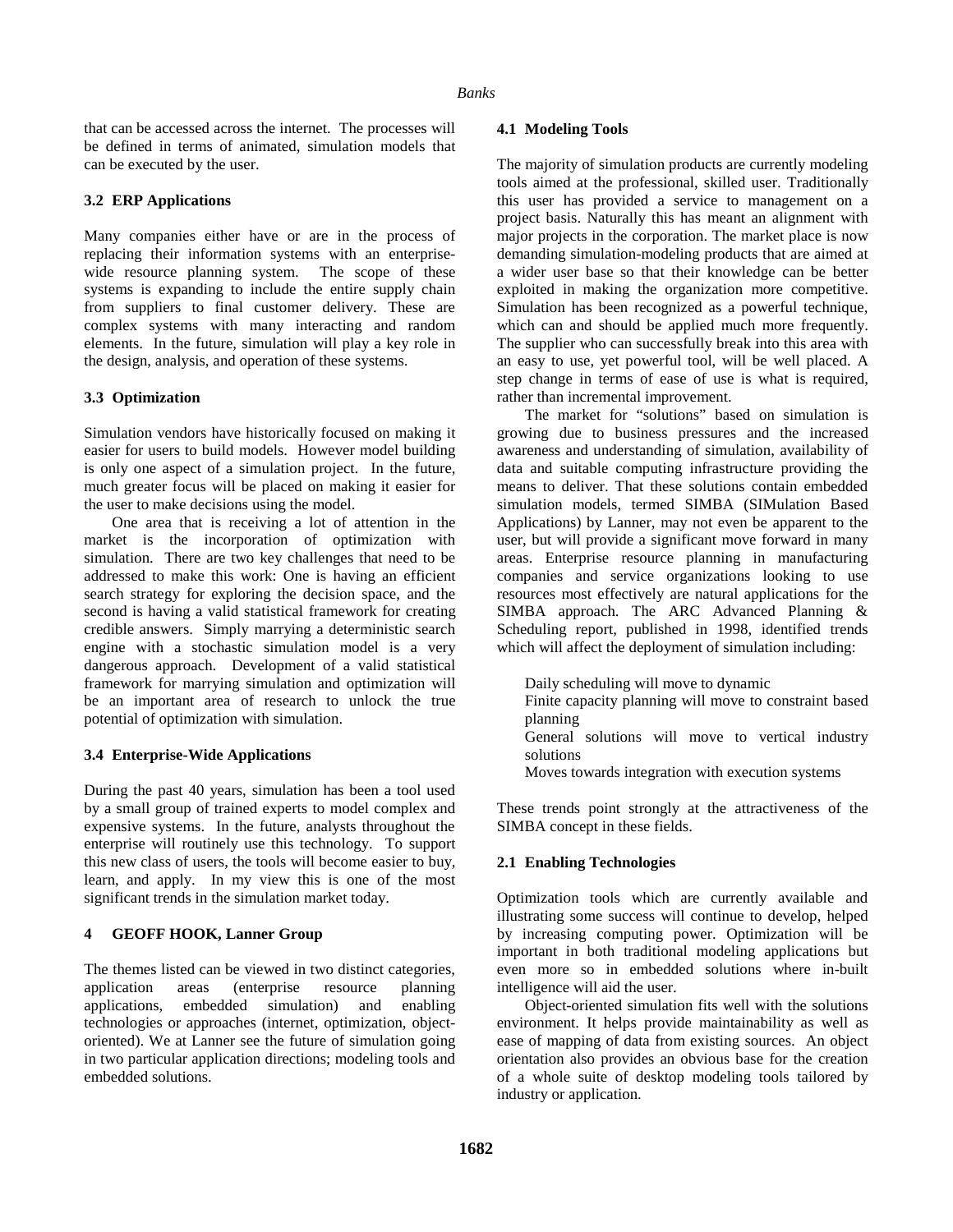that can be accessed across the internet. The processes will be defined in terms of animated, simulation models that can be executed by the user.

### 3.2 ERP Applications

Many companies either have or are in the process of replacing their information systems with an enterprise-wide resource planning system. The scope of these systems is expanding to include the entire supply chain from suppliers to final customer delivery. These are complex systems with many interacting and random elements. In the future, simulation will play a key role in the design, analysis, and operation of these systems.

### 3.3 Optimization

Simulation vendors have historically focused on making it easier for users to build models. However model building is only one aspect of a simulation project. In the future, much greater focus will be placed on making it easier for the user to make decisions using the model.

One area that is receiving a lot of attention in the market is the incorporation of optimization with simulation. There are two key challenges that need to be addressed to make this work: One is having an efficient search strategy for exploring the decision space, and the second is having a valid statistical framework for creating credible answers. Simply marrying a deterministic search engine with a stochastic simulation model is a very dangerous approach. Development of a valid statistical framework for marrying simulation and optimization will be an important area of research to unlock the true potential of optimization with simulation.

### 3.4 Enterprise-Wide Applications

During the past 40 years, simulation has been a tool used by a small group of trained experts to model complex and expensive systems. In the future, analysts throughout the enterprise will routinely use this technology. To support this new class of users, the tools will become easier to buy, learn, and apply. In my view this is one of the most significant trends in the simulation market today.

## 4 GEOFF HOOK, Lanner Group

The themes listed can be viewed in two distinct categories, application areas (enterprise resource planning applications, embedded simulation) and enabling technologies or approaches (internet, optimization, object-oriented). We at Lanner see the future of simulation going in two particular application directions; modeling tools and embedded solutions.

### 4.1 Modeling Tools

The majority of simulation products are currently modeling tools aimed at the professional, skilled user. Traditionally this user has provided a service to management on a project basis. Naturally this has meant an alignment with major projects in the corporation. The market place is now demanding simulation-modeling products that are aimed at a wider user base so that their knowledge can be better exploited in making the organization more competitive. Simulation has been recognized as a powerful technique, which can and should be applied much more frequently. The supplier who can successfully break into this area with an easy to use, yet powerful tool, will be well placed. A step change in terms of ease of use is what is required, rather than incremental improvement.

The market for "solutions" based on simulation is growing due to business pressures and the increased awareness and understanding of simulation, availability of data and suitable computing infrastructure providing the means to deliver. That these solutions contain embedded simulation models, termed SIMBA (SIMulation Based Applications) by Lanner, may not even be apparent to the user, but will provide a significant move forward in many areas. Enterprise resource planning in manufacturing companies and service organizations looking to use resources most effectively are natural applications for the SIMBA approach. The ARC Advanced Planning & Scheduling report, published in 1998, identified trends which will affect the deployment of simulation including:

- Daily scheduling will move to dynamic
- Finite capacity planning will move to constraint based planning
- General solutions will move to vertical industry solutions
- Moves towards integration with execution systems

These trends point strongly at the attractiveness of the SIMBA concept in these fields.

### 2.1 Enabling Technologies

Optimization tools which are currently available and illustrating some success will continue to develop, helped by increasing computing power. Optimization will be important in both traditional modeling applications but even more so in embedded solutions where in-built intelligence will aid the user.

Object-oriented simulation fits well with the solutions environment. It helps provide maintainability as well as ease of mapping of data from existing sources. An object orientation also provides an obvious base for the creation of a whole suite of desktop modeling tools tailored by industry or application.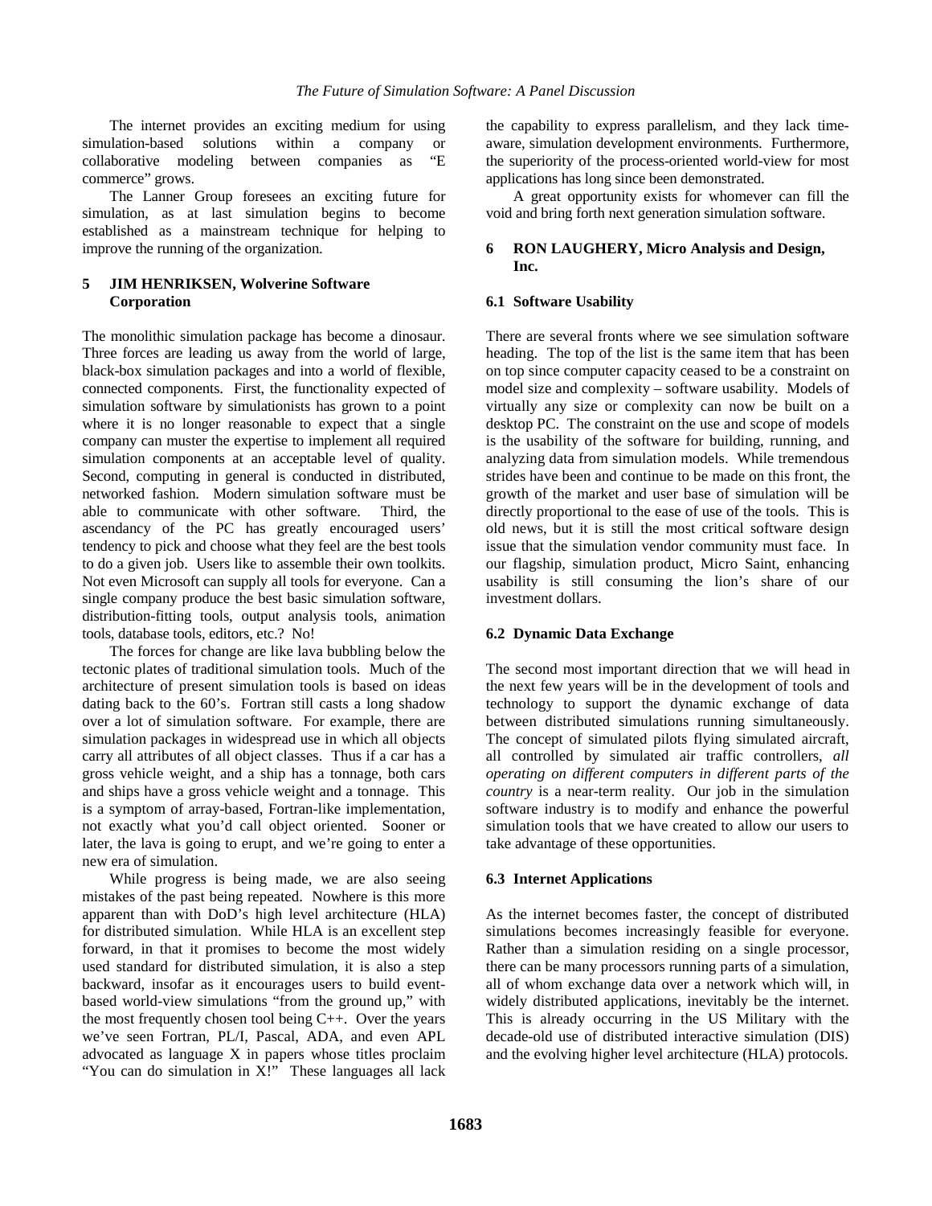The internet provides an exciting medium for using simulation-based solutions within a company or collaborative modeling between companies as "E commerce" grows.

The Lanner Group foresees an exciting future for simulation, as at last simulation begins to become established as a mainstream technique for helping to improve the running of the organization.

## 5 JIM HENRIKSEN, Wolverine Software Corporation

The monolithic simulation package has become a dinosaur. Three forces are leading us away from the world of large, black-box simulation packages and into a world of flexible, connected components. First, the functionality expected of simulation software by simulationists has grown to a point where it is no longer reasonable to expect that a single company can muster the expertise to implement all required simulation components at an acceptable level of quality. Second, computing in general is conducted in distributed, networked fashion. Modern simulation software must be able to communicate with other software. Third, the ascendancy of the PC has greatly encouraged users' tendency to pick and choose what they feel are the best tools to do a given job. Users like to assemble their own toolkits. Not even Microsoft can supply all tools for everyone. Can a single company produce the best basic simulation software, distribution-fitting tools, output analysis tools, animation tools, database tools, editors, etc.? No!

The forces for change are like lava bubbling below the tectonic plates of traditional simulation tools. Much of the architecture of present simulation tools is based on ideas dating back to the 60's. Fortran still casts a long shadow over a lot of simulation software. For example, there are simulation packages in widespread use in which all objects carry all attributes of all object classes. Thus if a car has a gross vehicle weight, and a ship has a tonnage, both cars and ships have a gross vehicle weight and a tonnage. This is a symptom of array-based, Fortran-like implementation, not exactly what you'd call object oriented. Sooner or later, the lava is going to erupt, and we're going to enter a new era of simulation.

While progress is being made, we are also seeing mistakes of the past being repeated. Nowhere is this more apparent than with DoD's high level architecture (HLA) for distributed simulation. While HLA is an excellent step forward, in that it promises to become the most widely used standard for distributed simulation, it is also a step backward, insofar as it encourages users to build event-based world-view simulations "from the ground up," with the most frequently chosen tool being C++. Over the years we've seen Fortran, PL/I, Pascal, ADA, and even APL advocated as language X in papers whose titles proclaim "You can do simulation in X!" These languages all lack the capability to express parallelism, and they lack time-aware, simulation development environments. Furthermore, the superiority of the process-oriented world-view for most applications has long since been demonstrated.

A great opportunity exists for whomever can fill the void and bring forth next generation simulation software.

## 6 RON LAUGHERY, Micro Analysis and Design, Inc.

### 6.1 Software Usability

There are several fronts where we see simulation software heading. The top of the list is the same item that has been on top since computer capacity ceased to be a constraint on model size and complexity – software usability. Models of virtually any size or complexity can now be built on a desktop PC. The constraint on the use and scope of models is the usability of the software for building, running, and analyzing data from simulation models. While tremendous strides have been and continue to be made on this front, the growth of the market and user base of simulation will be directly proportional to the ease of use of the tools. This is old news, but it is still the most critical software design issue that the simulation vendor community must face. In our flagship, simulation product, Micro Saint, enhancing usability is still consuming the lion's share of our investment dollars.

### 6.2 Dynamic Data Exchange

The second most important direction that we will head in the next few years will be in the development of tools and technology to support the dynamic exchange of data between distributed simulations running simultaneously. The concept of simulated pilots flying simulated aircraft, all controlled by simulated air traffic controllers, *all operating on different computers in different parts of the country* is a near-term reality. Our job in the simulation software industry is to modify and enhance the powerful simulation tools that we have created to allow our users to take advantage of these opportunities.

### 6.3 Internet Applications

As the internet becomes faster, the concept of distributed simulations becomes increasingly feasible for everyone. Rather than a simulation residing on a single processor, there can be many processors running parts of a simulation, all of whom exchange data over a network which will, in widely distributed applications, inevitably be the internet. This is already occurring in the US Military with the decade-old use of distributed interactive simulation (DIS) and the evolving higher level architecture (HLA) protocols.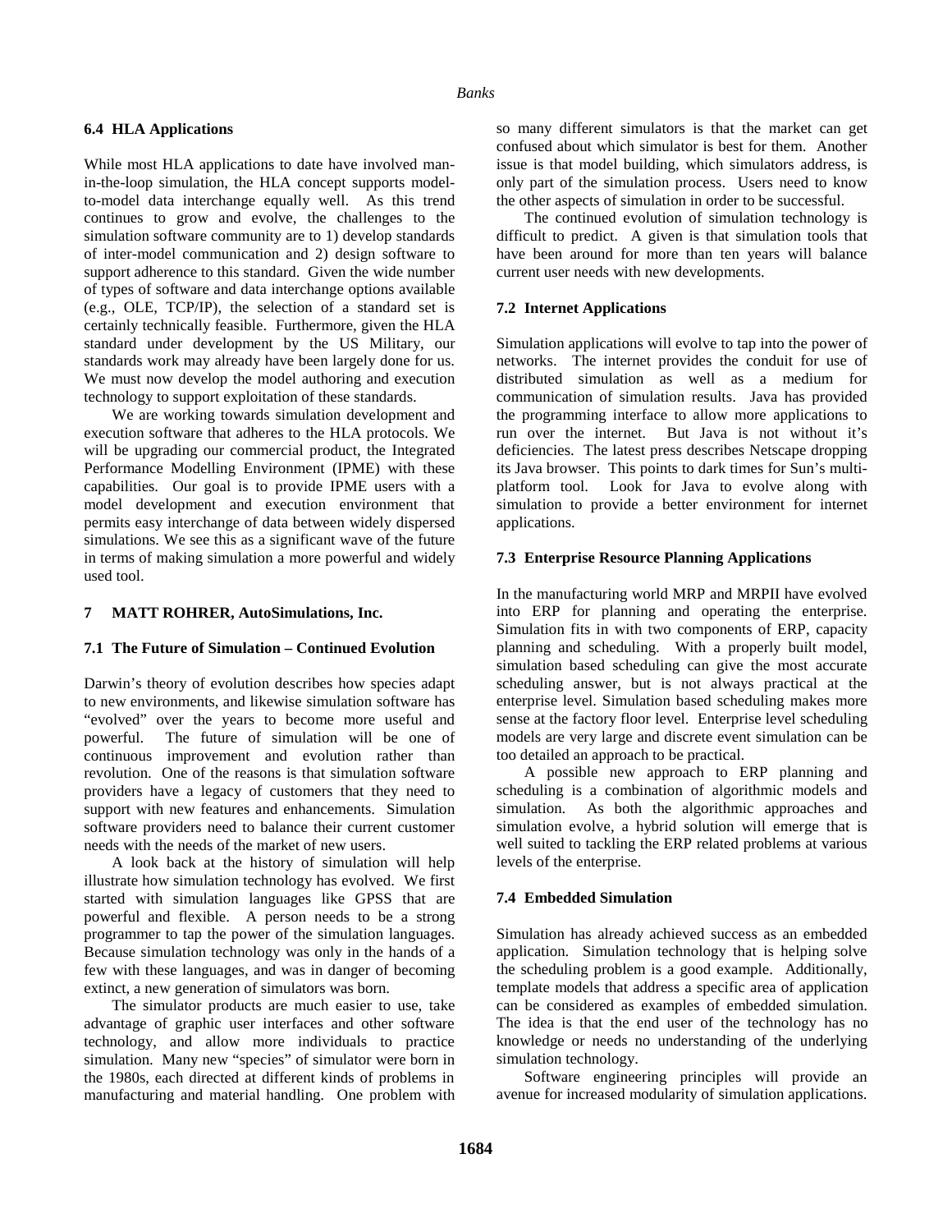### 6.4 HLA Applications

While most HLA applications to date have involved man-in-the-loop simulation, the HLA concept supports model-to-model data interchange equally well. As this trend continues to grow and evolve, the challenges to the simulation software community are to 1) develop standards of inter-model communication and 2) design software to support adherence to this standard. Given the wide number of types of software and data interchange options available (e.g., OLE, TCP/IP), the selection of a standard set is certainly technically feasible. Furthermore, given the HLA standard under development by the US Military, our standards work may already have been largely done for us. We must now develop the model authoring and execution technology to support exploitation of these standards.

We are working towards simulation development and execution software that adheres to the HLA protocols. We will be upgrading our commercial product, the Integrated Performance Modelling Environment (IPME) with these capabilities. Our goal is to provide IPME users with a model development and execution environment that permits easy interchange of data between widely dispersed simulations. We see this as a significant wave of the future in terms of making simulation a more powerful and widely used tool.

## 7 MATT ROHRER, AutoSimulations, Inc.

### 7.1 The Future of Simulation – Continued Evolution

Darwin's theory of evolution describes how species adapt to new environments, and likewise simulation software has "evolved" over the years to become more useful and powerful. The future of simulation will be one of continuous improvement and evolution rather than revolution. One of the reasons is that simulation software providers have a legacy of customers that they need to support with new features and enhancements. Simulation software providers need to balance their current customer needs with the needs of the market of new users.

A look back at the history of simulation will help illustrate how simulation technology has evolved. We first started with simulation languages like GPSS that are powerful and flexible. A person needs to be a strong programmer to tap the power of the simulation languages. Because simulation technology was only in the hands of a few with these languages, and was in danger of becoming extinct, a new generation of simulators was born.

The simulator products are much easier to use, take advantage of graphic user interfaces and other software technology, and allow more individuals to practice simulation. Many new "species" of simulator were born in the 1980s, each directed at different kinds of problems in manufacturing and material handling. One problem with so many different simulators is that the market can get confused about which simulator is best for them. Another issue is that model building, which simulators address, is only part of the simulation process. Users need to know the other aspects of simulation in order to be successful.

The continued evolution of simulation technology is difficult to predict. A given is that simulation tools that have been around for more than ten years will balance current user needs with new developments.

### 7.2 Internet Applications

Simulation applications will evolve to tap into the power of networks. The internet provides the conduit for use of distributed simulation as well as a medium for communication of simulation results. Java has provided the programming interface to allow more applications to run over the internet. But Java is not without it's deficiencies. The latest press describes Netscape dropping its Java browser. This points to dark times for Sun's multi-platform tool. Look for Java to evolve along with simulation to provide a better environment for internet applications.

### 7.3 Enterprise Resource Planning Applications

In the manufacturing world MRP and MRPII have evolved into ERP for planning and operating the enterprise. Simulation fits in with two components of ERP, capacity planning and scheduling. With a properly built model, simulation based scheduling can give the most accurate scheduling answer, but is not always practical at the enterprise level. Simulation based scheduling makes more sense at the factory floor level. Enterprise level scheduling models are very large and discrete event simulation can be too detailed an approach to be practical.

A possible new approach to ERP planning and scheduling is a combination of algorithmic models and simulation. As both the algorithmic approaches and simulation evolve, a hybrid solution will emerge that is well suited to tackling the ERP related problems at various levels of the enterprise.

### 7.4 Embedded Simulation

Simulation has already achieved success as an embedded application. Simulation technology that is helping solve the scheduling problem is a good example. Additionally, template models that address a specific area of application can be considered as examples of embedded simulation. The idea is that the end user of the technology has no knowledge or needs no understanding of the underlying simulation technology.

Software engineering principles will provide an avenue for increased modularity of simulation applications.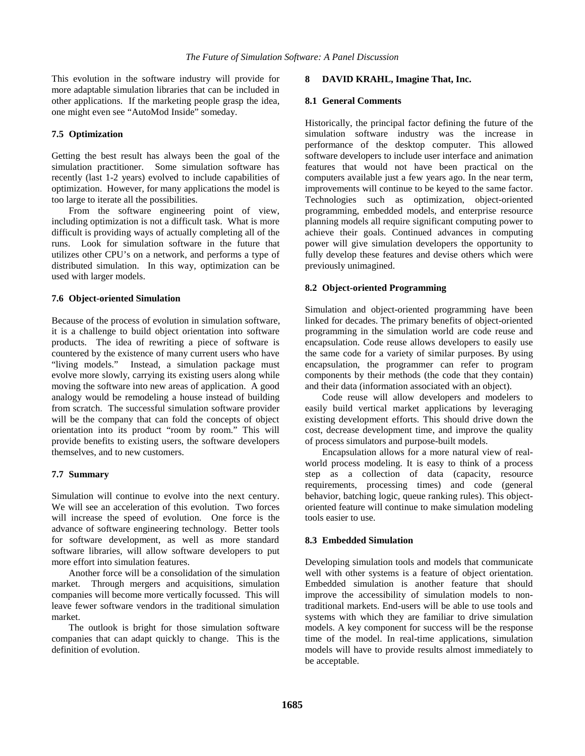This evolution in the software industry will provide for more adaptable simulation libraries that can be included in other applications. If the marketing people grasp the idea, one might even see "AutoMod Inside" someday.

### 7.5 Optimization

Getting the best result has always been the goal of the simulation practitioner. Some simulation software has recently (last 1-2 years) evolved to include capabilities of optimization. However, for many applications the model is too large to iterate all the possibilities.

From the software engineering point of view, including optimization is not a difficult task. What is more difficult is providing ways of actually completing all of the runs. Look for simulation software in the future that utilizes other CPU's on a network, and performs a type of distributed simulation. In this way, optimization can be used with larger models.

### 7.6 Object-oriented Simulation

Because of the process of evolution in simulation software, it is a challenge to build object orientation into software products. The idea of rewriting a piece of software is countered by the existence of many current users who have "living models." Instead, a simulation package must evolve more slowly, carrying its existing users along while moving the software into new areas of application. A good analogy would be remodeling a house instead of building from scratch. The successful simulation software provider will be the company that can fold the concepts of object orientation into its product "room by room." This will provide benefits to existing users, the software developers themselves, and to new customers.

### 7.7 Summary

Simulation will continue to evolve into the next century. We will see an acceleration of this evolution. Two forces will increase the speed of evolution. One force is the advance of software engineering technology. Better tools for software development, as well as more standard software libraries, will allow software developers to put more effort into simulation features.

Another force will be a consolidation of the simulation market. Through mergers and acquisitions, simulation companies will become more vertically focussed. This will leave fewer software vendors in the traditional simulation market.

The outlook is bright for those simulation software companies that can adapt quickly to change. This is the definition of evolution.

## 8 DAVID KRAHL, Imagine That, Inc.

### 8.1 General Comments

Historically, the principal factor defining the future of the simulation software industry was the increase in performance of the desktop computer. This allowed software developers to include user interface and animation features that would not have been practical on the computers available just a few years ago. In the near term, improvements will continue to be keyed to the same factor. Technologies such as optimization, object-oriented programming, embedded models, and enterprise resource planning models all require significant computing power to achieve their goals. Continued advances in computing power will give simulation developers the opportunity to fully develop these features and devise others which were previously unimagined.

### 8.2 Object-oriented Programming

Simulation and object-oriented programming have been linked for decades. The primary benefits of object-oriented programming in the simulation world are code reuse and encapsulation. Code reuse allows developers to easily use the same code for a variety of similar purposes. By using encapsulation, the programmer can refer to program components by their methods (the code that they contain) and their data (information associated with an object).

Code reuse will allow developers and modelers to easily build vertical market applications by leveraging existing development efforts. This should drive down the cost, decrease development time, and improve the quality of process simulators and purpose-built models.

Encapsulation allows for a more natural view of real-world process modeling. It is easy to think of a process step as a collection of data (capacity, resource requirements, processing times) and code (general behavior, batching logic, queue ranking rules). This object-oriented feature will continue to make simulation modeling tools easier to use.

### 8.3 Embedded Simulation

Developing simulation tools and models that communicate well with other systems is a feature of object orientation. Embedded simulation is another feature that should improve the accessibility of simulation models to non-traditional markets. End-users will be able to use tools and systems with which they are familiar to drive simulation models. A key component for success will be the response time of the model. In real-time applications, simulation models will have to provide results almost immediately to be acceptable.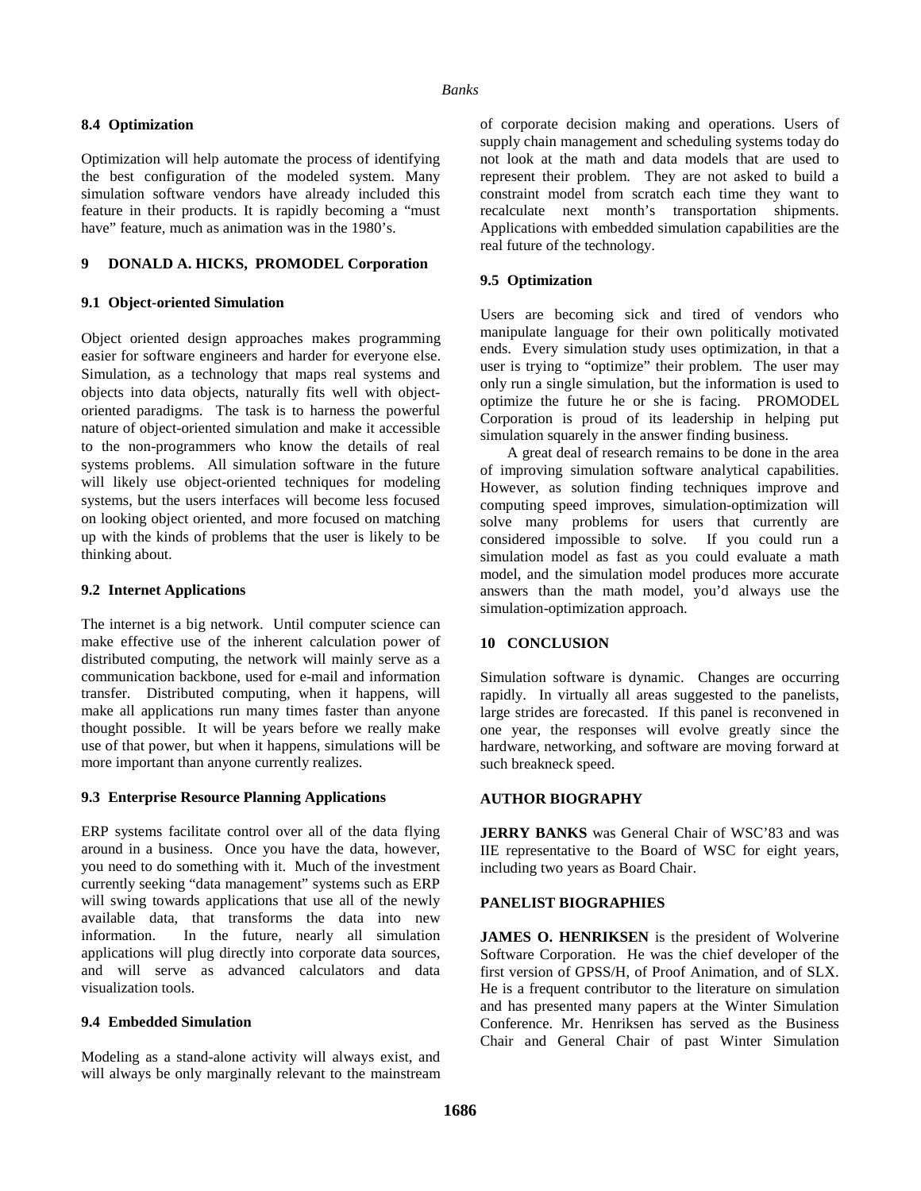### 8.4 Optimization

Optimization will help automate the process of identifying the best configuration of the modeled system. Many simulation software vendors have already included this feature in their products. It is rapidly becoming a "must have" feature, much as animation was in the 1980's.

## 9 DONALD A. HICKS, PROMODEL Corporation

### 9.1 Object-oriented Simulation

Object oriented design approaches makes programming easier for software engineers and harder for everyone else. Simulation, as a technology that maps real systems and objects into data objects, naturally fits well with object-oriented paradigms. The task is to harness the powerful nature of object-oriented simulation and make it accessible to the non-programmers who know the details of real systems problems. All simulation software in the future will likely use object-oriented techniques for modeling systems, but the users interfaces will become less focused on looking object oriented, and more focused on matching up with the kinds of problems that the user is likely to be thinking about.

### 9.2 Internet Applications

The internet is a big network. Until computer science can make effective use of the inherent calculation power of distributed computing, the network will mainly serve as a communication backbone, used for e-mail and information transfer. Distributed computing, when it happens, will make all applications run many times faster than anyone thought possible. It will be years before we really make use of that power, but when it happens, simulations will be more important than anyone currently realizes.

### 9.3 Enterprise Resource Planning Applications

ERP systems facilitate control over all of the data flying around in a business. Once you have the data, however, you need to do something with it. Much of the investment currently seeking "data management" systems such as ERP will swing towards applications that use all of the newly available data, that transforms the data into new information. In the future, nearly all simulation applications will plug directly into corporate data sources, and will serve as advanced calculators and data visualization tools.

### 9.4 Embedded Simulation

Modeling as a stand-alone activity will always exist, and will always be only marginally relevant to the mainstream of corporate decision making and operations. Users of supply chain management and scheduling systems today do not look at the math and data models that are used to represent their problem. They are not asked to build a constraint model from scratch each time they want to recalculate next month's transportation shipments. Applications with embedded simulation capabilities are the real future of the technology.

### 9.5 Optimization

Users are becoming sick and tired of vendors who manipulate language for their own politically motivated ends. Every simulation study uses optimization, in that a user is trying to "optimize" their problem. The user may only run a single simulation, but the information is used to optimize the future he or she is facing. PROMODEL Corporation is proud of its leadership in helping put simulation squarely in the answer finding business.

A great deal of research remains to be done in the area of improving simulation software analytical capabilities. However, as solution finding techniques improve and computing speed improves, simulation-optimization will solve many problems for users that currently are considered impossible to solve. If you could run a simulation model as fast as you could evaluate a math model, and the simulation model produces more accurate answers than the math model, you'd always use the simulation-optimization approach.

## 10 CONCLUSION

Simulation software is dynamic. Changes are occurring rapidly. In virtually all areas suggested to the panelists, large strides are forecasted. If this panel is reconvened in one year, the responses will evolve greatly since the hardware, networking, and software are moving forward at such breakneck speed.

## AUTHOR BIOGRAPHY

**JERRY BANKS** was General Chair of WSC'83 and was IIE representative to the Board of WSC for eight years, including two years as Board Chair.

## PANELIST BIOGRAPHIES

**JAMES O. HENRIKSEN** is the president of Wolverine Software Corporation. He was the chief developer of the first version of GPSS/H, of Proof Animation, and of SLX. He is a frequent contributor to the literature on simulation and has presented many papers at the Winter Simulation Conference. Mr. Henriksen has served as the Business Chair and General Chair of past Winter Simulation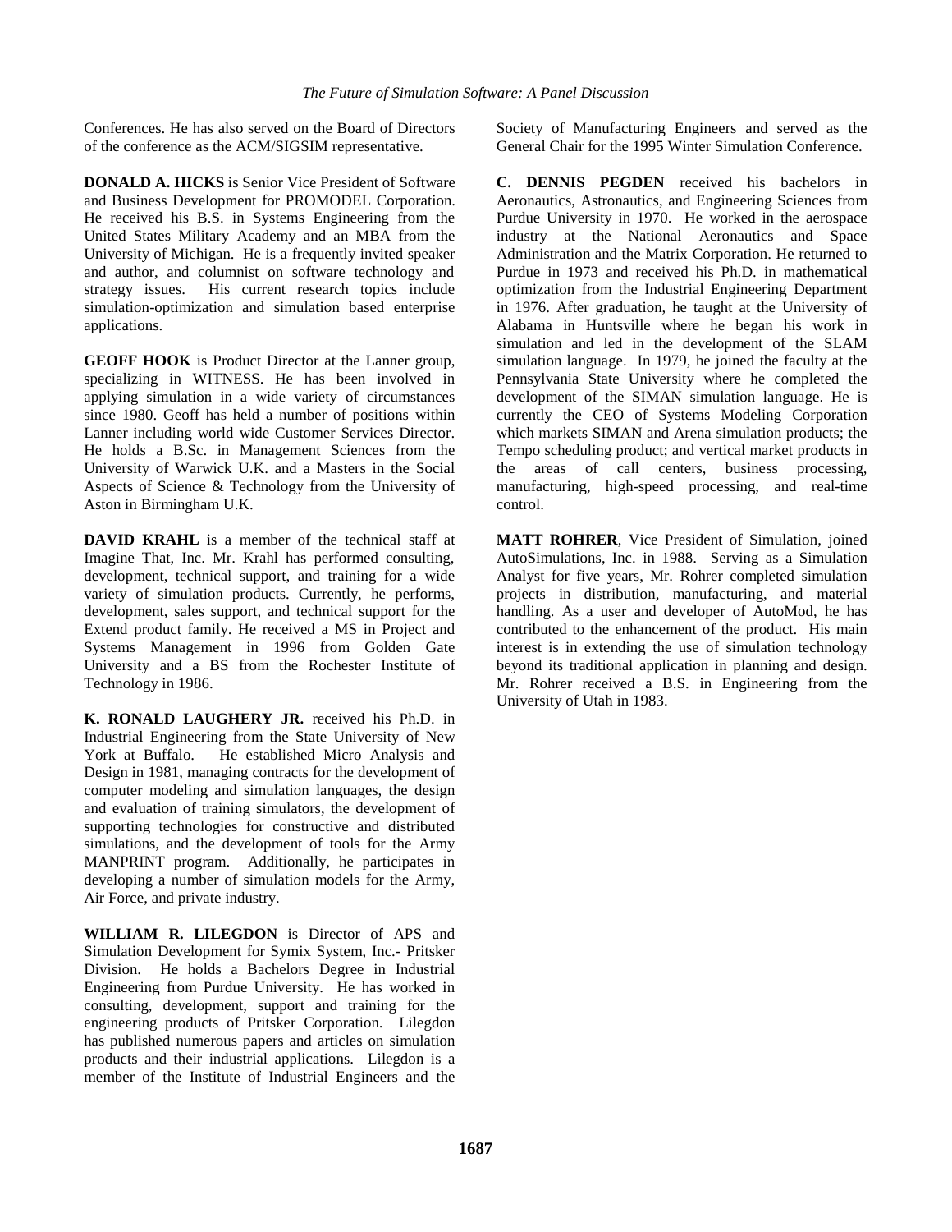Conferences. He has also served on the Board of Directors of the conference as the ACM/SIGSIM representative.

**DONALD A. HICKS** is Senior Vice President of Software and Business Development for PROMODEL Corporation. He received his B.S. in Systems Engineering from the United States Military Academy and an MBA from the University of Michigan. He is a frequently invited speaker and author, and columnist on software technology and strategy issues. His current research topics include simulation-optimization and simulation based enterprise applications.

**GEOFF HOOK** is Product Director at the Lanner group, specializing in WITNESS. He has been involved in applying simulation in a wide variety of circumstances since 1980. Geoff has held a number of positions within Lanner including world wide Customer Services Director. He holds a B.Sc. in Management Sciences from the University of Warwick U.K. and a Masters in the Social Aspects of Science & Technology from the University of Aston in Birmingham U.K.

**DAVID KRAHL** is a member of the technical staff at Imagine That, Inc. Mr. Krahl has performed consulting, development, technical support, and training for a wide variety of simulation products. Currently, he performs, development, sales support, and technical support for the Extend product family. He received a MS in Project and Systems Management in 1996 from Golden Gate University and a BS from the Rochester Institute of Technology in 1986.

**K. RONALD LAUGHERY JR.** received his Ph.D. in Industrial Engineering from the State University of New York at Buffalo. He established Micro Analysis and Design in 1981, managing contracts for the development of computer modeling and simulation languages, the design and evaluation of training simulators, the development of supporting technologies for constructive and distributed simulations, and the development of tools for the Army MANPRINT program. Additionally, he participates in developing a number of simulation models for the Army, Air Force, and private industry.

**WILLIAM R. LILEGDON** is Director of APS and Simulation Development for Symix System, Inc.- Pritsker Division. He holds a Bachelors Degree in Industrial Engineering from Purdue University. He has worked in consulting, development, support and training for the engineering products of Pritsker Corporation. Lilegdon has published numerous papers and articles on simulation products and their industrial applications. Lilegdon is a member of the Institute of Industrial Engineers and the Society of Manufacturing Engineers and served as the General Chair for the 1995 Winter Simulation Conference.

**C. DENNIS PEGDEN** received his bachelors in Aeronautics, Astronautics, and Engineering Sciences from Purdue University in 1970. He worked in the aerospace industry at the National Aeronautics and Space Administration and the Matrix Corporation. He returned to Purdue in 1973 and received his Ph.D. in mathematical optimization from the Industrial Engineering Department in 1976. After graduation, he taught at the University of Alabama in Huntsville where he began his work in simulation and led in the development of the SLAM simulation language. In 1979, he joined the faculty at the Pennsylvania State University where he completed the development of the SIMAN simulation language. He is currently the CEO of Systems Modeling Corporation which markets SIMAN and Arena simulation products; the Tempo scheduling product; and vertical market products in the areas of call centers, business processing, manufacturing, high-speed processing, and real-time control.

**MATT ROHRER**, Vice President of Simulation, joined AutoSimulations, Inc. in 1988. Serving as a Simulation Analyst for five years, Mr. Rohrer completed simulation projects in distribution, manufacturing, and material handling. As a user and developer of AutoMod, he has contributed to the enhancement of the product. His main interest is in extending the use of simulation technology beyond its traditional application in planning and design. Mr. Rohrer received a B.S. in Engineering from the University of Utah in 1983.